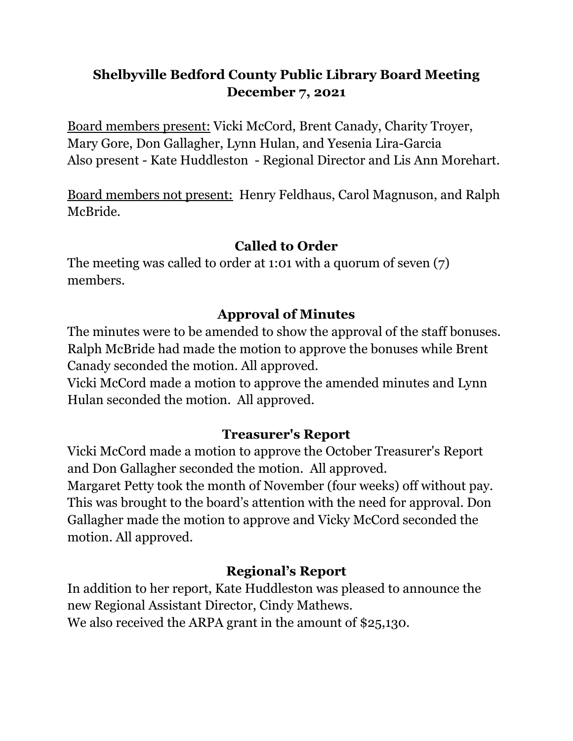# Shelbyville Bedford County Public Library Board Meeting December 7, 2021

<u>Board members present:</u> Vicki McCord, Brent Canady, Charity Troyer, Mary Gore, Don Gallagher, Lynn Hulan, and Yesenia Lira-Garcia
Also present - Kate Huddleston - Regional Director and Lis Ann Morehart.

<u>Board members not present:</u> Henry Feldhaus, Carol Magnuson, and Ralph McBride.

## Called to Order

The meeting was called to order at 1:01 with a quorum of seven (7) members.

## Approval of Minutes

The minutes were to be amended to show the approval of the staff bonuses. Ralph McBride had made the motion to approve the bonuses while Brent Canady seconded the motion. All approved.
Vicki McCord made a motion to approve the amended minutes and Lynn Hulan seconded the motion. All approved.

## Treasurer's Report

Vicki McCord made a motion to approve the October Treasurer's Report and Don Gallagher seconded the motion. All approved.
Margaret Petty took the month of November (four weeks) off without pay. This was brought to the board's attention with the need for approval. Don Gallagher made the motion to approve and Vicky McCord seconded the motion. All approved.

## Regional's Report

In addition to her report, Kate Huddleston was pleased to announce the new Regional Assistant Director, Cindy Mathews.
We also received the ARPA grant in the amount of $25,130.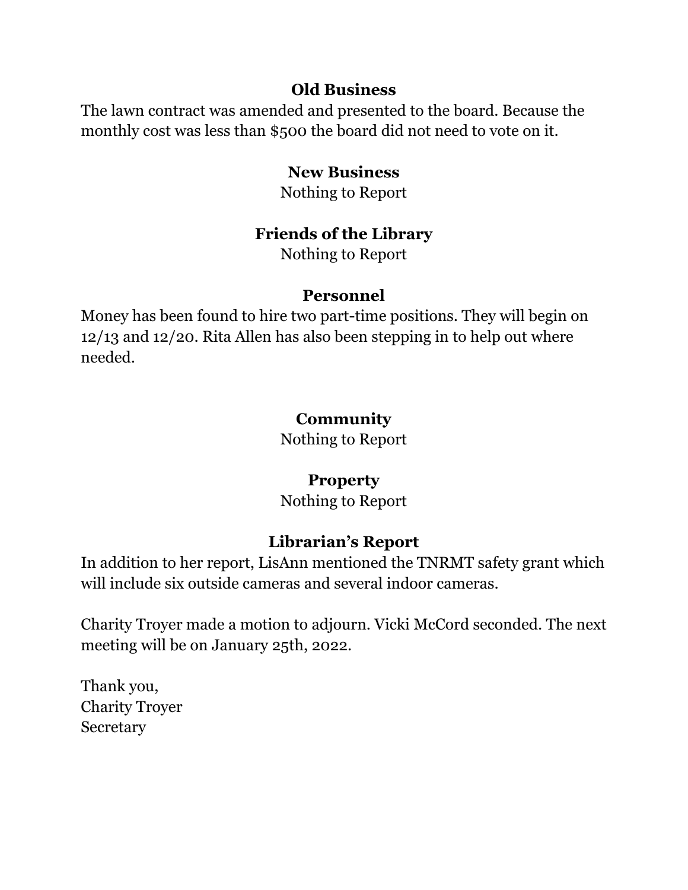## Old Business

The lawn contract was amended and presented to the board. Because the monthly cost was less than $500 the board did not need to vote on it.

## New Business

Nothing to Report

## Friends of the Library

Nothing to Report

## Personnel

Money has been found to hire two part-time positions. They will begin on 12/13 and 12/20. Rita Allen has also been stepping in to help out where needed.

## Community

Nothing to Report

## Property

Nothing to Report

## Librarian's Report

In addition to her report, LisAnn mentioned the TNRMT safety grant which will include six outside cameras and several indoor cameras.

Charity Troyer made a motion to adjourn. Vicki McCord seconded. The next meeting will be on January 25th, 2022.

Thank you,
Charity Troyer
Secretary